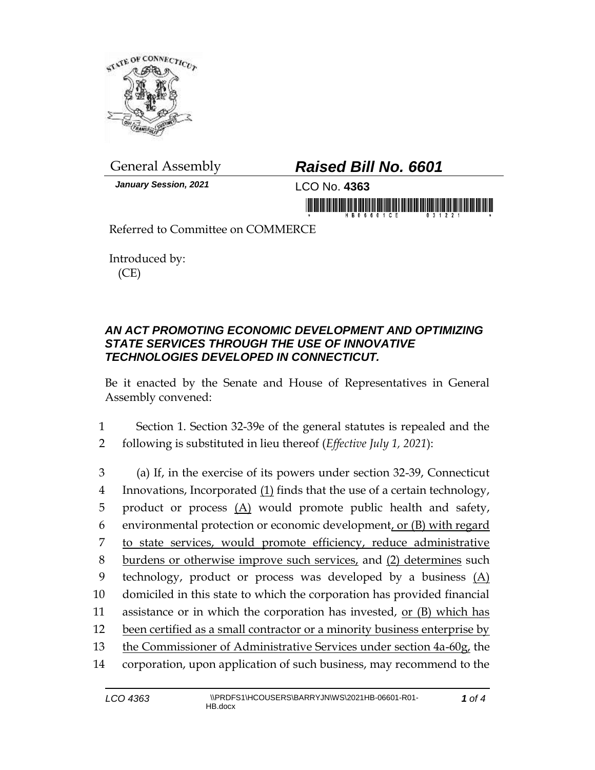General Assembly

# *Raised Bill No. 6601*

***January Session, 2021***

LCO No. **4363**

Referred to Committee on COMMERCE

Introduced by:
(CE)

### *AN ACT PROMOTING ECONOMIC DEVELOPMENT AND OPTIMIZING STATE SERVICES THROUGH THE USE OF INNOVATIVE TECHNOLOGIES DEVELOPED IN CONNECTICUT.*

Be it enacted by the Senate and House of Representatives in General Assembly convened:

1 Section 1. Section 32-39e of the general statutes is repealed and the
2 following is substituted in lieu thereof (*Effective July 1, 2021*):

3 (a) If, in the exercise of its powers under section 32-39, Connecticut
4 Innovations, Incorporated <u>(1)</u> finds that the use of a certain technology,
5 product or process <u>(A)</u> would promote public health and safety,
6 environmental protection or economic development<u>, or (B) with regard</u>
7 <u>to state services, would promote efficiency, reduce administrative</u>
8 <u>burdens or otherwise improve such services,</u> and <u>(2) determines</u> such
9 technology, product or process was developed by a business <u>(A)</u>
10 domiciled in this state to which the corporation has provided financial
11 assistance or in which the corporation has invested, <u>or (B) which has</u>
12 <u>been certified as a small contractor or a minority business enterprise by</u>
13 <u>the Commissioner of Administrative Services under section 4a-60g,</u> the
14 corporation, upon application of such business, may recommend to the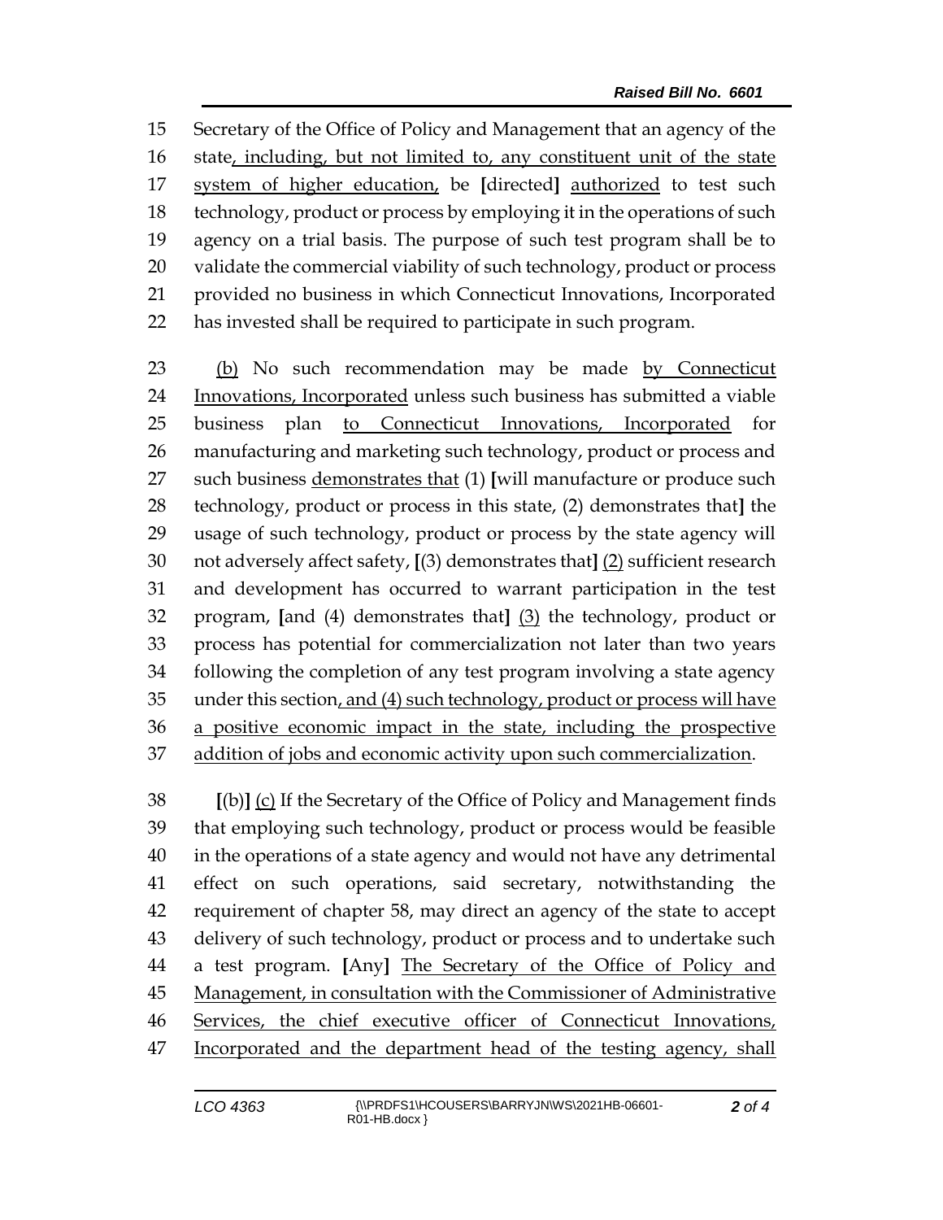Secretary of the Office of Policy and Management that an agency of the state, including, but not limited to, any constituent unit of the state system of higher education, be [directed] authorized to test such technology, product or process by employing it in the operations of such agency on a trial basis. The purpose of such test program shall be to validate the commercial viability of such technology, product or process provided no business in which Connecticut Innovations, Incorporated has invested shall be required to participate in such program.

(b) No such recommendation may be made by Connecticut Innovations, Incorporated unless such business has submitted a viable business plan to Connecticut Innovations, Incorporated for manufacturing and marketing such technology, product or process and such business demonstrates that (1) [will manufacture or produce such technology, product or process in this state, (2) demonstrates that] the usage of such technology, product or process by the state agency will not adversely affect safety, [(3) demonstrates that] (2) sufficient research and development has occurred to warrant participation in the test program, [and (4) demonstrates that] (3) the technology, product or process has potential for commercialization not later than two years following the completion of any test program involving a state agency under this section, and (4) such technology, product or process will have a positive economic impact in the state, including the prospective addition of jobs and economic activity upon such commercialization.

[(b)] (c) If the Secretary of the Office of Policy and Management finds that employing such technology, product or process would be feasible in the operations of a state agency and would not have any detrimental effect on such operations, said secretary, notwithstanding the requirement of chapter 58, may direct an agency of the state to accept delivery of such technology, product or process and to undertake such a test program. [Any] The Secretary of the Office of Policy and Management, in consultation with the Commissioner of Administrative Services, the chief executive officer of Connecticut Innovations, Incorporated and the department head of the testing agency, shall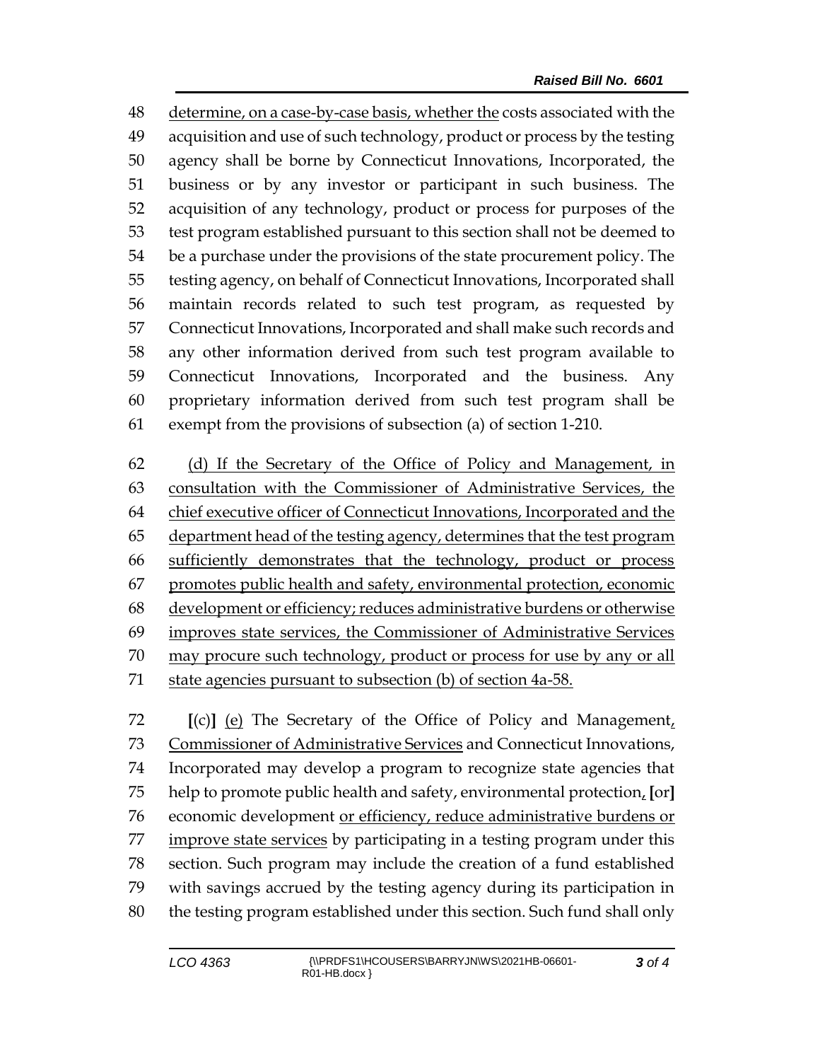48 determine, on a case-by-case basis, whether the costs associated with the
49 acquisition and use of such technology, product or process by the testing
50 agency shall be borne by Connecticut Innovations, Incorporated, the
51 business or by any investor or participant in such business. The
52 acquisition of any technology, product or process for purposes of the
53 test program established pursuant to this section shall not be deemed to
54 be a purchase under the provisions of the state procurement policy. The
55 testing agency, on behalf of Connecticut Innovations, Incorporated shall
56 maintain records related to such test program, as requested by
57 Connecticut Innovations, Incorporated and shall make such records and
58 any other information derived from such test program available to
59 Connecticut Innovations, Incorporated and the business. Any
60 proprietary information derived from such test program shall be
61 exempt from the provisions of subsection (a) of section 1-210.

62 (d) If the Secretary of the Office of Policy and Management, in
63 consultation with the Commissioner of Administrative Services, the
64 chief executive officer of Connecticut Innovations, Incorporated and the
65 department head of the testing agency, determines that the test program
66 sufficiently demonstrates that the technology, product or process
67 promotes public health and safety, environmental protection, economic
68 development or efficiency; reduces administrative burdens or otherwise
69 improves state services, the Commissioner of Administrative Services
70 may procure such technology, product or process for use by any or all
71 state agencies pursuant to subsection (b) of section 4a-58.

72 [(c)] (e) The Secretary of the Office of Policy and Management,
73 Commissioner of Administrative Services and Connecticut Innovations,
74 Incorporated may develop a program to recognize state agencies that
75 help to promote public health and safety, environmental protection, [or]
76 economic development or efficiency, reduce administrative burdens or
77 improve state services by participating in a testing program under this
78 section. Such program may include the creation of a fund established
79 with savings accrued by the testing agency during its participation in
80 the testing program established under this section. Such fund shall only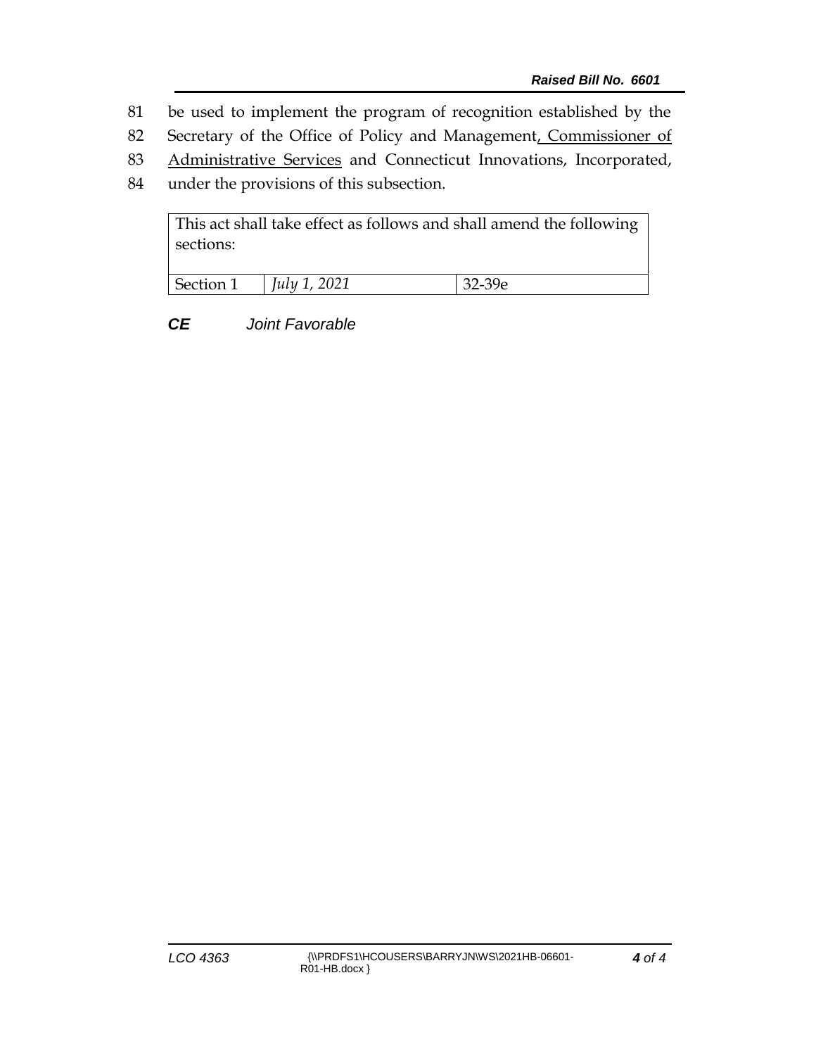81 be used to implement the program of recognition established by the
82 Secretary of the Office of Policy and Management<u>, Commissioner of</u>
83 <u>Administrative Services</u> and Connecticut Innovations, Incorporated,
84 under the provisions of this subsection.

| This act shall take effect as follows and shall amend the following sections: | | |
|---|---|---|
| Section 1 | *July 1, 2021* | 32-39e |

***CE*** *Joint Favorable*